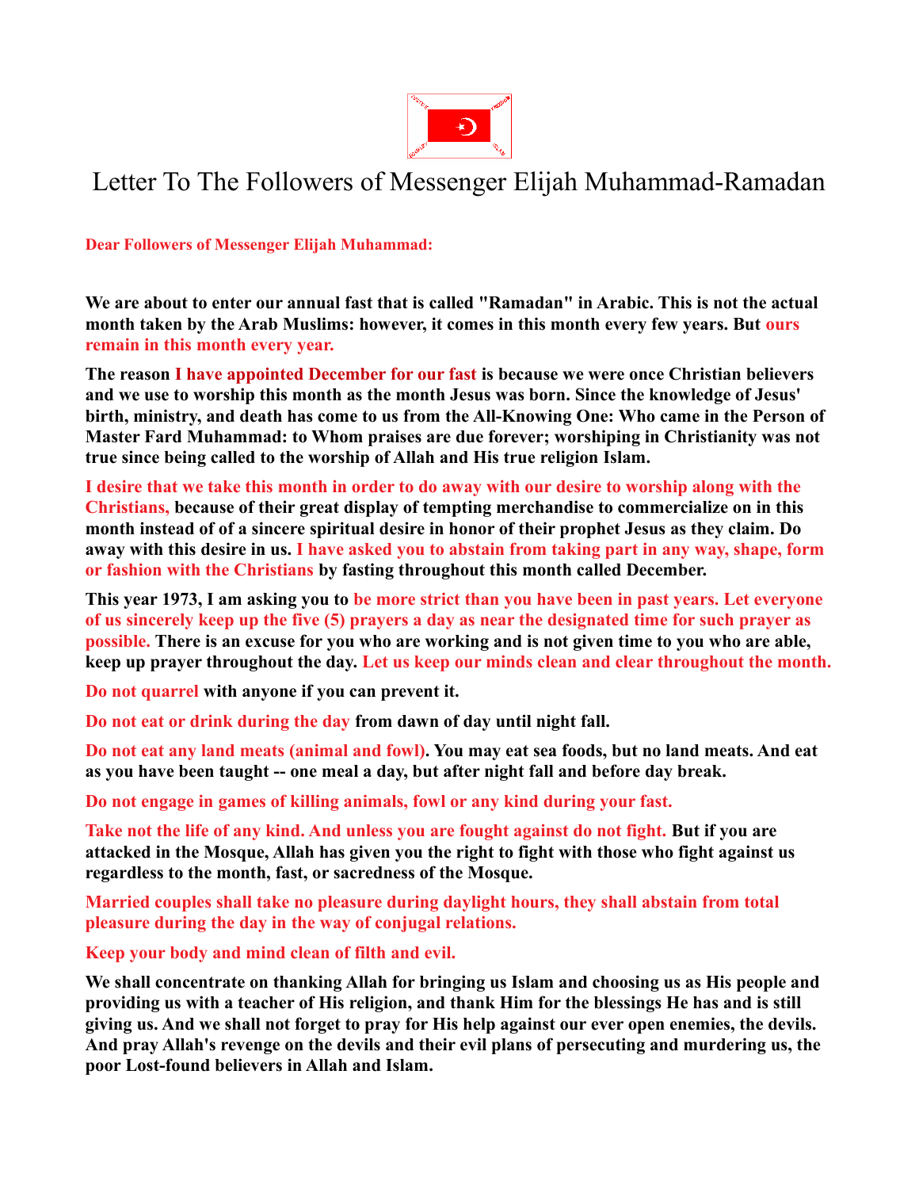# Letter To The Followers of Messenger Elijah Muhammad-Ramadan

**Dear Followers of Messenger Elijah Muhammad:**

**We are about to enter our annual fast that is called "Ramadan" in Arabic. This is not the actual month taken by the Arab Muslims: however, it comes in this month every few years. But ours remain in this month every year.**

**The reason I have appointed December for our fast is because we were once Christian believers and we use to worship this month as the month Jesus was born. Since the knowledge of Jesus' birth, ministry, and death has come to us from the All-Knowing One: Who came in the Person of Master Fard Muhammad: to Whom praises are due forever; worshiping in Christianity was not true since being called to the worship of Allah and His true religion Islam.**

**I desire that we take this month in order to do away with our desire to worship along with the Christians, because of their great display of tempting merchandise to commercialize on in this month instead of of a sincere spiritual desire in honor of their prophet Jesus as they claim. Do away with this desire in us. I have asked you to abstain from taking part in any way, shape, form or fashion with the Christians by fasting throughout this month called December.**

**This year 1973, I am asking you to be more strict than you have been in past years. Let everyone of us sincerely keep up the five (5) prayers a day as near the designated time for such prayer as possible. There is an excuse for you who are working and is not given time to you who are able, keep up prayer throughout the day. Let us keep our minds clean and clear throughout the month.**

**Do not quarrel with anyone if you can prevent it.**

**Do not eat or drink during the day from dawn of day until night fall.**

**Do not eat any land meats (animal and fowl). You may eat sea foods, but no land meats. And eat as you have been taught -- one meal a day, but after night fall and before day break.**

**Do not engage in games of killing animals, fowl or any kind during your fast.**

**Take not the life of any kind. And unless you are fought against do not fight. But if you are attacked in the Mosque, Allah has given you the right to fight with those who fight against us regardless to the month, fast, or sacredness of the Mosque.**

**Married couples shall take no pleasure during daylight hours, they shall abstain from total pleasure during the day in the way of conjugal relations.**

**Keep your body and mind clean of filth and evil.**

**We shall concentrate on thanking Allah for bringing us Islam and choosing us as His people and providing us with a teacher of His religion, and thank Him for the blessings He has and is still giving us. And we shall not forget to pray for His help against our ever open enemies, the devils. And pray Allah's revenge on the devils and their evil plans of persecuting and murdering us, the poor Lost-found believers in Allah and Islam.**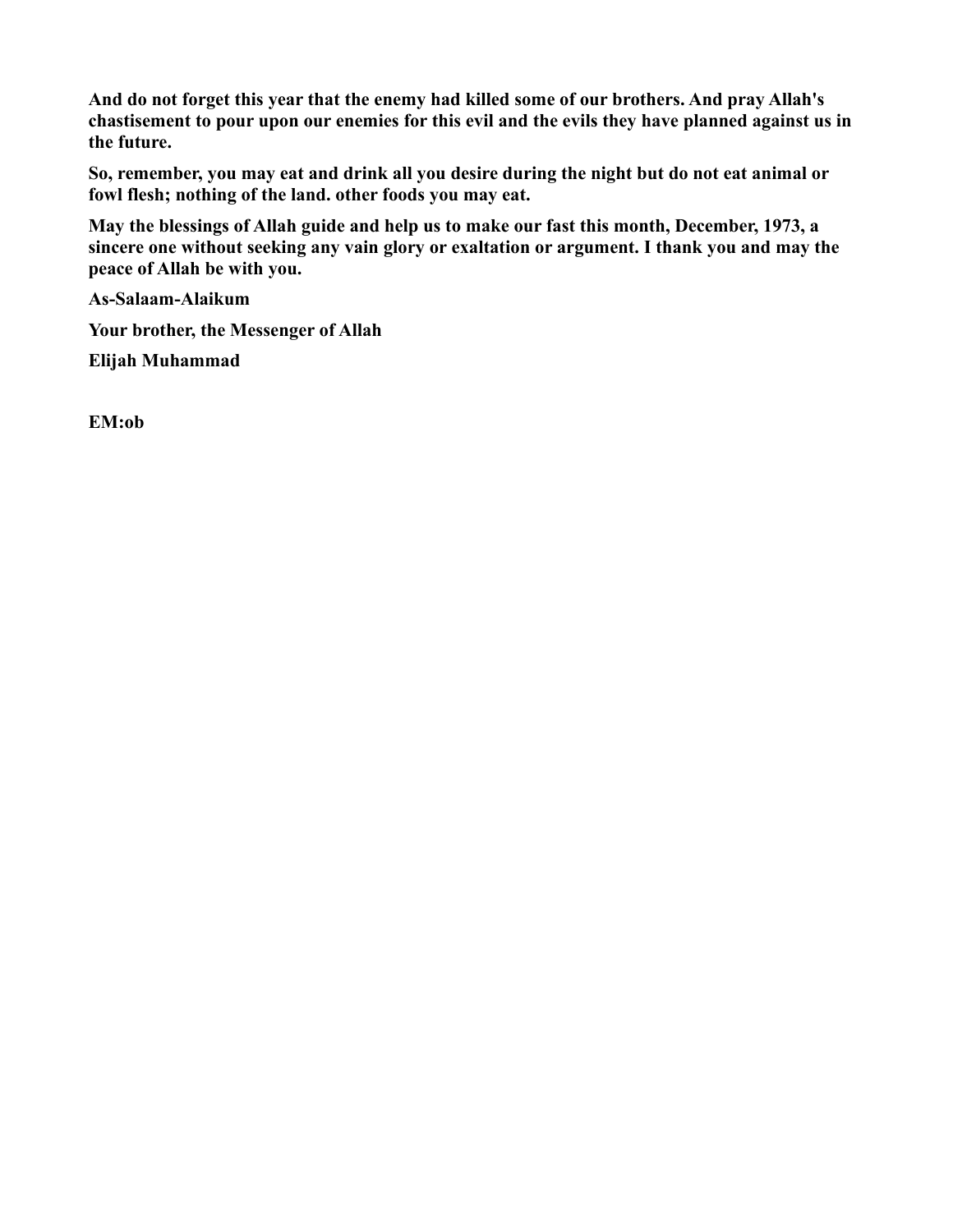**And do not forget this year that the enemy had killed some of our brothers. And pray Allah's chastisement to pour upon our enemies for this evil and the evils they have planned against us in the future.**

**So, remember, you may eat and drink all you desire during the night but do not eat animal or fowl flesh; nothing of the land. other foods you may eat.**

**May the blessings of Allah guide and help us to make our fast this month, December, 1973, a sincere one without seeking any vain glory or exaltation or argument. I thank you and may the peace of Allah be with you.**

**As-Salaam-Alaikum**

**Your brother, the Messenger of Allah**

**Elijah Muhammad**

**EM:ob**